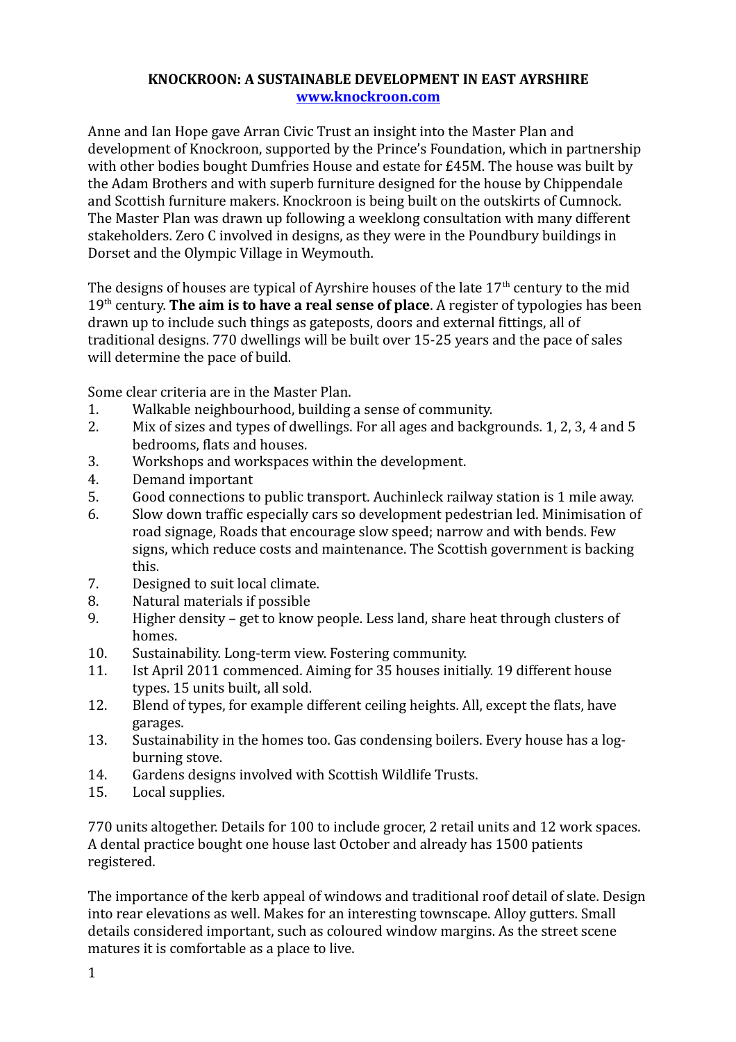**KNOCKROON: A SUSTAINABLE DEVELOPMENT IN EAST AYRSHIRE**
**www.knockroon.com**

Anne and Ian Hope gave Arran Civic Trust an insight into the Master Plan and development of Knockroon, supported by the Prince's Foundation, which in partnership with other bodies bought Dumfries House and estate for £45M. The house was built by the Adam Brothers and with superb furniture designed for the house by Chippendale and Scottish furniture makers. Knockroon is being built on the outskirts of Cumnock. The Master Plan was drawn up following a weeklong consultation with many different stakeholders. Zero C involved in designs, as they were in the Poundbury buildings in Dorset and the Olympic Village in Weymouth.

The designs of houses are typical of Ayrshire houses of the late 17th century to the mid 19th century. **The aim is to have a real sense of place**. A register of typologies has been drawn up to include such things as gateposts, doors and external fittings, all of traditional designs. 770 dwellings will be built over 15-25 years and the pace of sales will determine the pace of build.

Some clear criteria are in the Master Plan.

1. Walkable neighbourhood, building a sense of community.
2. Mix of sizes and types of dwellings. For all ages and backgrounds. 1, 2, 3, 4 and 5 bedrooms, flats and houses.
3. Workshops and workspaces within the development.
4. Demand important
5. Good connections to public transport. Auchinleck railway station is 1 mile away.
6. Slow down traffic especially cars so development pedestrian led. Minimisation of road signage, Roads that encourage slow speed; narrow and with bends. Few signs, which reduce costs and maintenance. The Scottish government is backing this.
7. Designed to suit local climate.
8. Natural materials if possible
9. Higher density – get to know people. Less land, share heat through clusters of homes.
10. Sustainability. Long-term view. Fostering community.
11. Ist April 2011 commenced. Aiming for 35 houses initially. 19 different house types. 15 units built, all sold.
12. Blend of types, for example different ceiling heights. All, except the flats, have garages.
13. Sustainability in the homes too. Gas condensing boilers. Every house has a log-burning stove.
14. Gardens designs involved with Scottish Wildlife Trusts.
15. Local supplies.

770 units altogether. Details for 100 to include grocer, 2 retail units and 12 work spaces. A dental practice bought one house last October and already has 1500 patients registered.

The importance of the kerb appeal of windows and traditional roof detail of slate. Design into rear elevations as well. Makes for an interesting townscape. Alloy gutters. Small details considered important, such as coloured window margins. As the street scene matures it is comfortable as a place to live.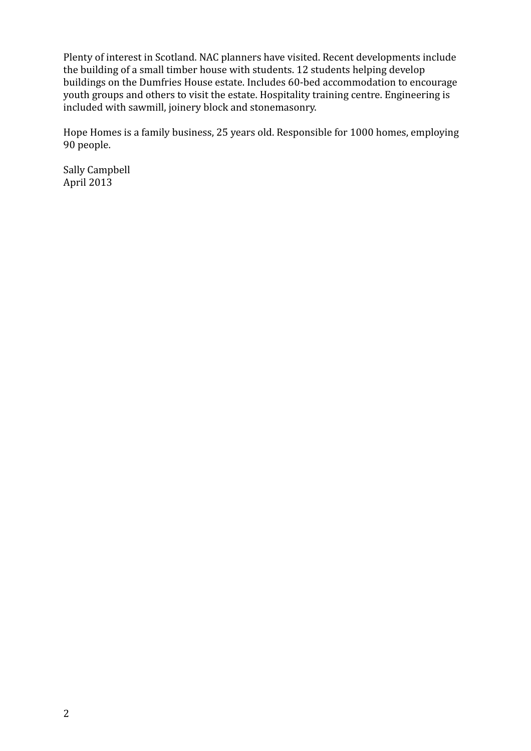Plenty of interest in Scotland. NAC planners have visited. Recent developments include the building of a small timber house with students. 12 students helping develop buildings on the Dumfries House estate. Includes 60-bed accommodation to encourage youth groups and others to visit the estate. Hospitality training centre. Engineering is included with sawmill, joinery block and stonemasonry.

Hope Homes is a family business, 25 years old. Responsible for 1000 homes, employing 90 people.

Sally Campbell  
April 2013